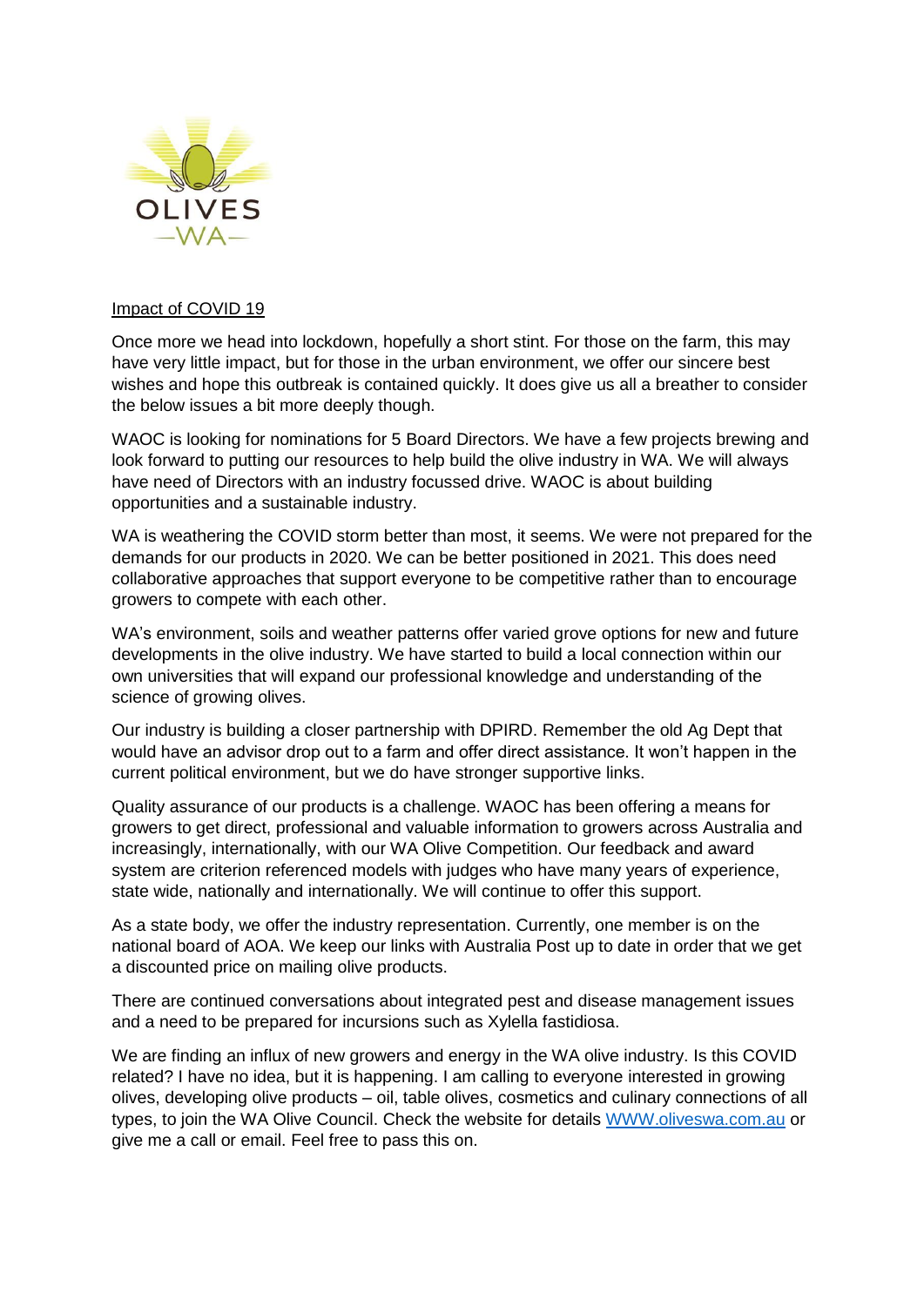OLIVES

—WA—

Impact of COVID 19

Once more we head into lockdown, hopefully a short stint. For those on the farm, this may have very little impact, but for those in the urban environment, we offer our sincere best wishes and hope this outbreak is contained quickly. It does give us all a breather to consider the below issues a bit more deeply though.

WAOC is looking for nominations for 5 Board Directors. We have a few projects brewing and look forward to putting our resources to help build the olive industry in WA. We will always have need of Directors with an industry focussed drive. WAOC is about building opportunities and a sustainable industry.

WA is weathering the COVID storm better than most, it seems. We were not prepared for the demands for our products in 2020. We can be better positioned in 2021. This does need collaborative approaches that support everyone to be competitive rather than to encourage growers to compete with each other.

WA's environment, soils and weather patterns offer varied grove options for new and future developments in the olive industry. We have started to build a local connection within our own universities that will expand our professional knowledge and understanding of the science of growing olives.

Our industry is building a closer partnership with DPIRD. Remember the old Ag Dept that would have an advisor drop out to a farm and offer direct assistance. It won't happen in the current political environment, but we do have stronger supportive links.

Quality assurance of our products is a challenge. WAOC has been offering a means for growers to get direct, professional and valuable information to growers across Australia and increasingly, internationally, with our WA Olive Competition. Our feedback and award system are criterion referenced models with judges who have many years of experience, state wide, nationally and internationally. We will continue to offer this support.

As a state body, we offer the industry representation. Currently, one member is on the national board of AOA. We keep our links with Australia Post up to date in order that we get a discounted price on mailing olive products.

There are continued conversations about integrated pest and disease management issues and a need to be prepared for incursions such as Xylella fastidiosa.

We are finding an influx of new growers and energy in the WA olive industry. Is this COVID related? I have no idea, but it is happening. I am calling to everyone interested in growing olives, developing olive products – oil, table olives, cosmetics and culinary connections of all types, to join the WA Olive Council. Check the website for details [WWW.oliveswa.com.au](http://WWW.oliveswa.com.au) or give me a call or email. Feel free to pass this on.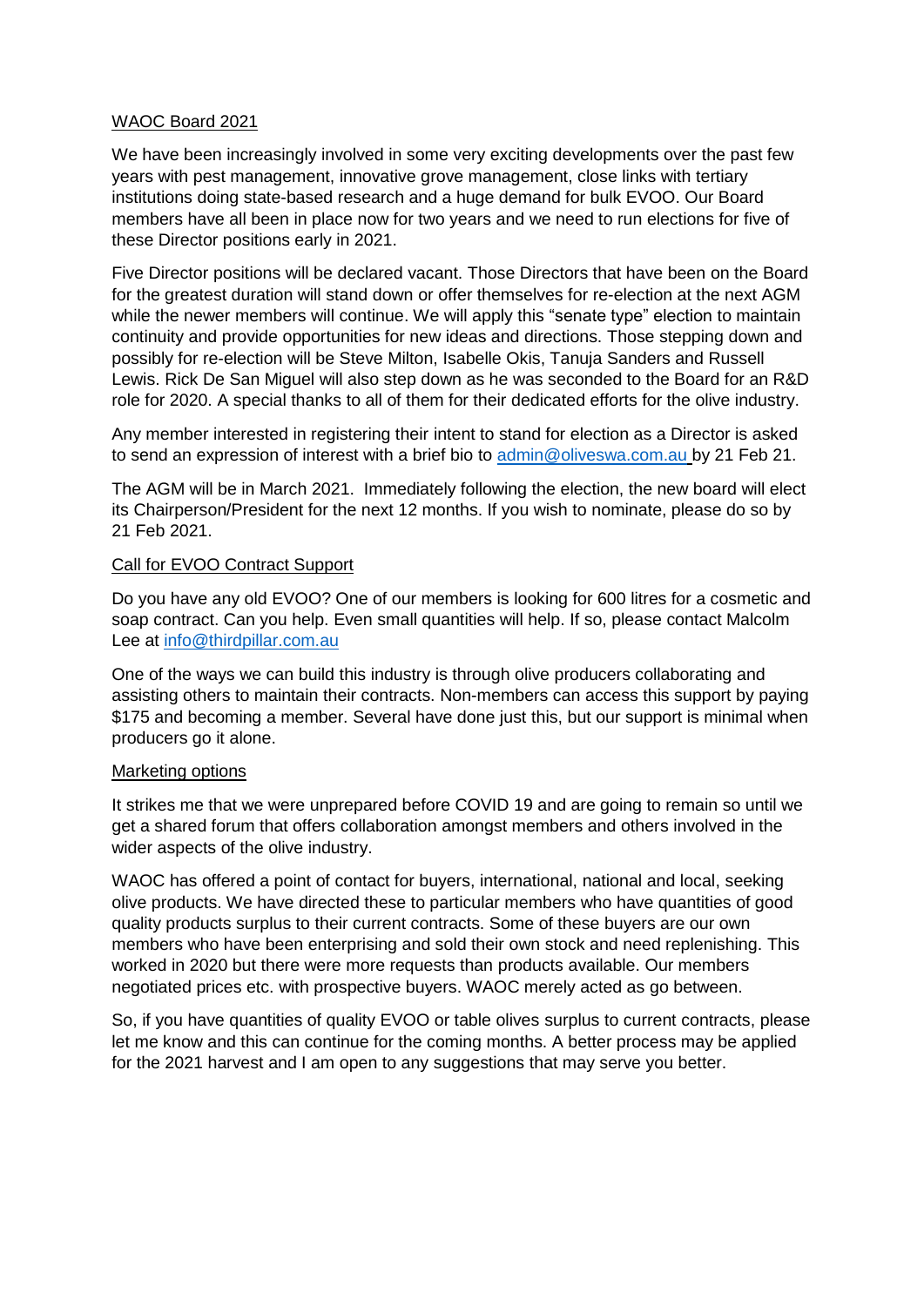## WAOC Board 2021

We have been increasingly involved in some very exciting developments over the past few years with pest management, innovative grove management, close links with tertiary institutions doing state-based research and a huge demand for bulk EVOO. Our Board members have all been in place now for two years and we need to run elections for five of these Director positions early in 2021.

Five Director positions will be declared vacant. Those Directors that have been on the Board for the greatest duration will stand down or offer themselves for re-election at the next AGM while the newer members will continue. We will apply this "senate type" election to maintain continuity and provide opportunities for new ideas and directions. Those stepping down and possibly for re-election will be Steve Milton, Isabelle Okis, Tanuja Sanders and Russell Lewis. Rick De San Miguel will also step down as he was seconded to the Board for an R&D role for 2020. A special thanks to all of them for their dedicated efforts for the olive industry.

Any member interested in registering their intent to stand for election as a Director is asked to send an expression of interest with a brief bio to admin@oliveswa.com.au by 21 Feb 21.

The AGM will be in March 2021. Immediately following the election, the new board will elect its Chairperson/President for the next 12 months. If you wish to nominate, please do so by 21 Feb 2021.

## Call for EVOO Contract Support

Do you have any old EVOO? One of our members is looking for 600 litres for a cosmetic and soap contract. Can you help. Even small quantities will help. If so, please contact Malcolm Lee at info@thirdpillar.com.au

One of the ways we can build this industry is through olive producers collaborating and assisting others to maintain their contracts. Non-members can access this support by paying $175 and becoming a member. Several have done just this, but our support is minimal when producers go it alone.

## Marketing options

It strikes me that we were unprepared before COVID 19 and are going to remain so until we get a shared forum that offers collaboration amongst members and others involved in the wider aspects of the olive industry.

WAOC has offered a point of contact for buyers, international, national and local, seeking olive products. We have directed these to particular members who have quantities of good quality products surplus to their current contracts. Some of these buyers are our own members who have been enterprising and sold their own stock and need replenishing. This worked in 2020 but there were more requests than products available. Our members negotiated prices etc. with prospective buyers. WAOC merely acted as go between.

So, if you have quantities of quality EVOO or table olives surplus to current contracts, please let me know and this can continue for the coming months. A better process may be applied for the 2021 harvest and I am open to any suggestions that may serve you better.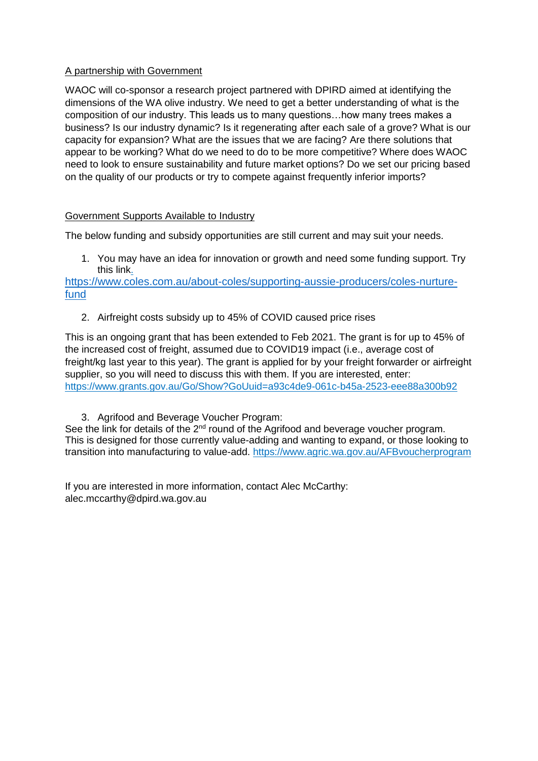<u>A partnership with Government</u>

WAOC will co-sponsor a research project partnered with DPIRD aimed at identifying the dimensions of the WA olive industry. We need to get a better understanding of what is the composition of our industry. This leads us to many questions…how many trees makes a business? Is our industry dynamic? Is it regenerating after each sale of a grove? What is our capacity for expansion? What are the issues that we are facing? Are there solutions that appear to be working? What do we need to do to be more competitive? Where does WAOC need to look to ensure sustainability and future market options? Do we set our pricing based on the quality of our products or try to compete against frequently inferior imports?

<u>Government Supports Available to Industry</u>

The below funding and subsidy opportunities are still current and may suit your needs.

1. You may have an idea for innovation or growth and need some funding support. Try this link.

https://www.coles.com.au/about-coles/supporting-aussie-producers/coles-nurture-fund

2. Airfreight costs subsidy up to 45% of COVID caused price rises

This is an ongoing grant that has been extended to Feb 2021. The grant is for up to 45% of the increased cost of freight, assumed due to COVID19 impact (i.e., average cost of freight/kg last year to this year). The grant is applied for by your freight forwarder or airfreight supplier, so you will need to discuss this with them. If you are interested, enter: https://www.grants.gov.au/Go/Show?GoUuid=a93c4de9-061c-b45a-2523-eee88a300b92

3. Agrifood and Beverage Voucher Program:

See the link for details of the 2nd round of the Agrifood and beverage voucher program. This is designed for those currently value-adding and wanting to expand, or those looking to transition into manufacturing to value-add. https://www.agric.wa.gov.au/AFBvoucherprogram

If you are interested in more information, contact Alec McCarthy: alec.mccarthy@dpird.wa.gov.au